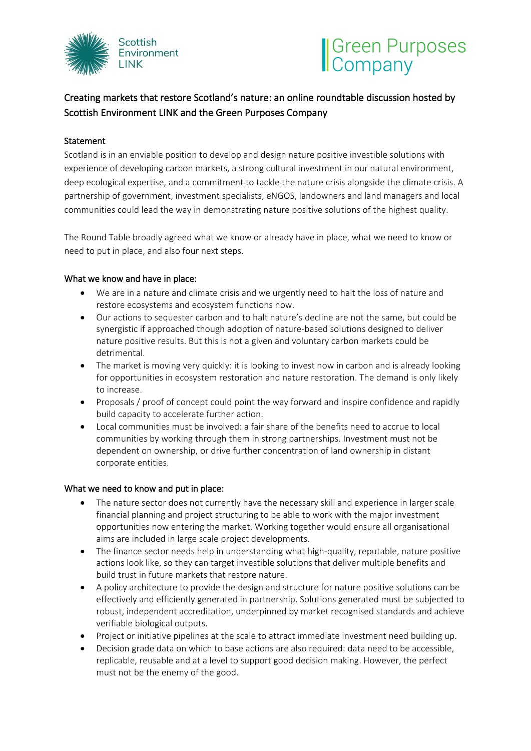Scottish Environment LINK

Green Purposes Company

# Creating markets that restore Scotland's nature: an online roundtable discussion hosted by Scottish Environment LINK and the Green Purposes Company

## Statement

Scotland is in an enviable position to develop and design nature positive investible solutions with experience of developing carbon markets, a strong cultural investment in our natural environment, deep ecological expertise, and a commitment to tackle the nature crisis alongside the climate crisis. A partnership of government, investment specialists, eNGOS, landowners and land managers and local communities could lead the way in demonstrating nature positive solutions of the highest quality.

The Round Table broadly agreed what we know or already have in place, what we need to know or need to put in place, and also four next steps.

## What we know and have in place:

- We are in a nature and climate crisis and we urgently need to halt the loss of nature and restore ecosystems and ecosystem functions now.
- Our actions to sequester carbon and to halt nature's decline are not the same, but could be synergistic if approached though adoption of nature-based solutions designed to deliver nature positive results. But this is not a given and voluntary carbon markets could be detrimental.
- The market is moving very quickly: it is looking to invest now in carbon and is already looking for opportunities in ecosystem restoration and nature restoration. The demand is only likely to increase.
- Proposals / proof of concept could point the way forward and inspire confidence and rapidly build capacity to accelerate further action.
- Local communities must be involved: a fair share of the benefits need to accrue to local communities by working through them in strong partnerships. Investment must not be dependent on ownership, or drive further concentration of land ownership in distant corporate entities.

## What we need to know and put in place:

- The nature sector does not currently have the necessary skill and experience in larger scale financial planning and project structuring to be able to work with the major investment opportunities now entering the market. Working together would ensure all organisational aims are included in large scale project developments.
- The finance sector needs help in understanding what high-quality, reputable, nature positive actions look like, so they can target investible solutions that deliver multiple benefits and build trust in future markets that restore nature.
- A policy architecture to provide the design and structure for nature positive solutions can be effectively and efficiently generated in partnership. Solutions generated must be subjected to robust, independent accreditation, underpinned by market recognised standards and achieve verifiable biological outputs.
- Project or initiative pipelines at the scale to attract immediate investment need building up.
- Decision grade data on which to base actions are also required: data need to be accessible, replicable, reusable and at a level to support good decision making. However, the perfect must not be the enemy of the good.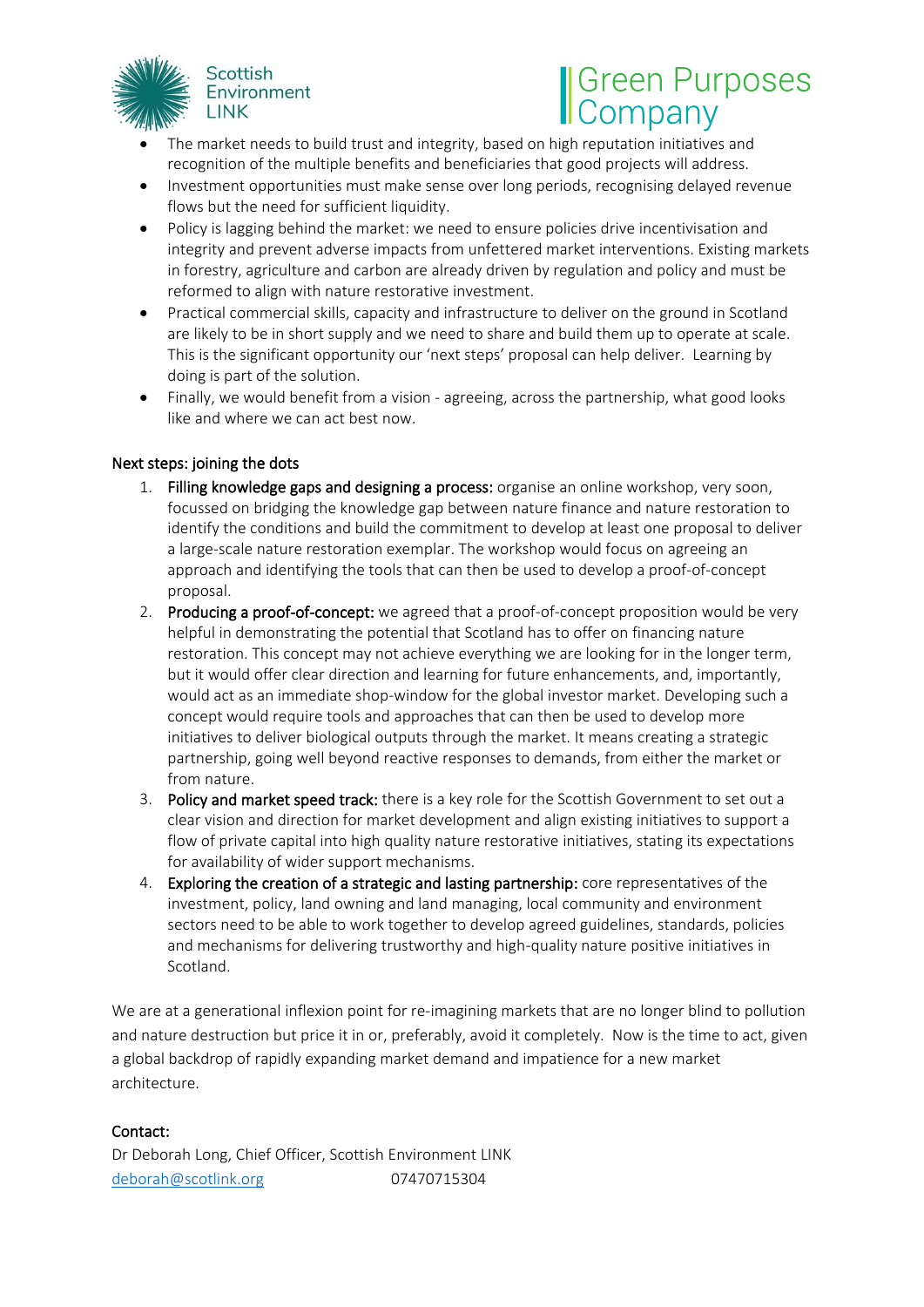- The market needs to build trust and integrity, based on high reputation initiatives and recognition of the multiple benefits and beneficiaries that good projects will address.
- Investment opportunities must make sense over long periods, recognising delayed revenue flows but the need for sufficient liquidity.
- Policy is lagging behind the market: we need to ensure policies drive incentivisation and integrity and prevent adverse impacts from unfettered market interventions. Existing markets in forestry, agriculture and carbon are already driven by regulation and policy and must be reformed to align with nature restorative investment.
- Practical commercial skills, capacity and infrastructure to deliver on the ground in Scotland are likely to be in short supply and we need to share and build them up to operate at scale. This is the significant opportunity our 'next steps' proposal can help deliver. Learning by doing is part of the solution.
- Finally, we would benefit from a vision - agreeing, across the partnership, what good looks like and where we can act best now.

**Next steps: joining the dots**

1. **Filling knowledge gaps and designing a process:** organise an online workshop, very soon, focussed on bridging the knowledge gap between nature finance and nature restoration to identify the conditions and build the commitment to develop at least one proposal to deliver a large-scale nature restoration exemplar. The workshop would focus on agreeing an approach and identifying the tools that can then be used to develop a proof-of-concept proposal.
2. **Producing a proof-of-concept:** we agreed that a proof-of-concept proposition would be very helpful in demonstrating the potential that Scotland has to offer on financing nature restoration. This concept may not achieve everything we are looking for in the longer term, but it would offer clear direction and learning for future enhancements, and, importantly, would act as an immediate shop-window for the global investor market. Developing such a concept would require tools and approaches that can then be used to develop more initiatives to deliver biological outputs through the market. It means creating a strategic partnership, going well beyond reactive responses to demands, from either the market or from nature.
3. **Policy and market speed track:** there is a key role for the Scottish Government to set out a clear vision and direction for market development and align existing initiatives to support a flow of private capital into high quality nature restorative initiatives, stating its expectations for availability of wider support mechanisms.
4. **Exploring the creation of a strategic and lasting partnership:** core representatives of the investment, policy, land owning and land managing, local community and environment sectors need to be able to work together to develop agreed guidelines, standards, policies and mechanisms for delivering trustworthy and high-quality nature positive initiatives in Scotland.

We are at a generational inflexion point for re-imagining markets that are no longer blind to pollution and nature destruction but price it in or, preferably, avoid it completely. Now is the time to act, given a global backdrop of rapidly expanding market demand and impatience for a new market architecture.

**Contact:**

Dr Deborah Long, Chief Officer, Scottish Environment LINK

deborah@scotlink.org 07470715304